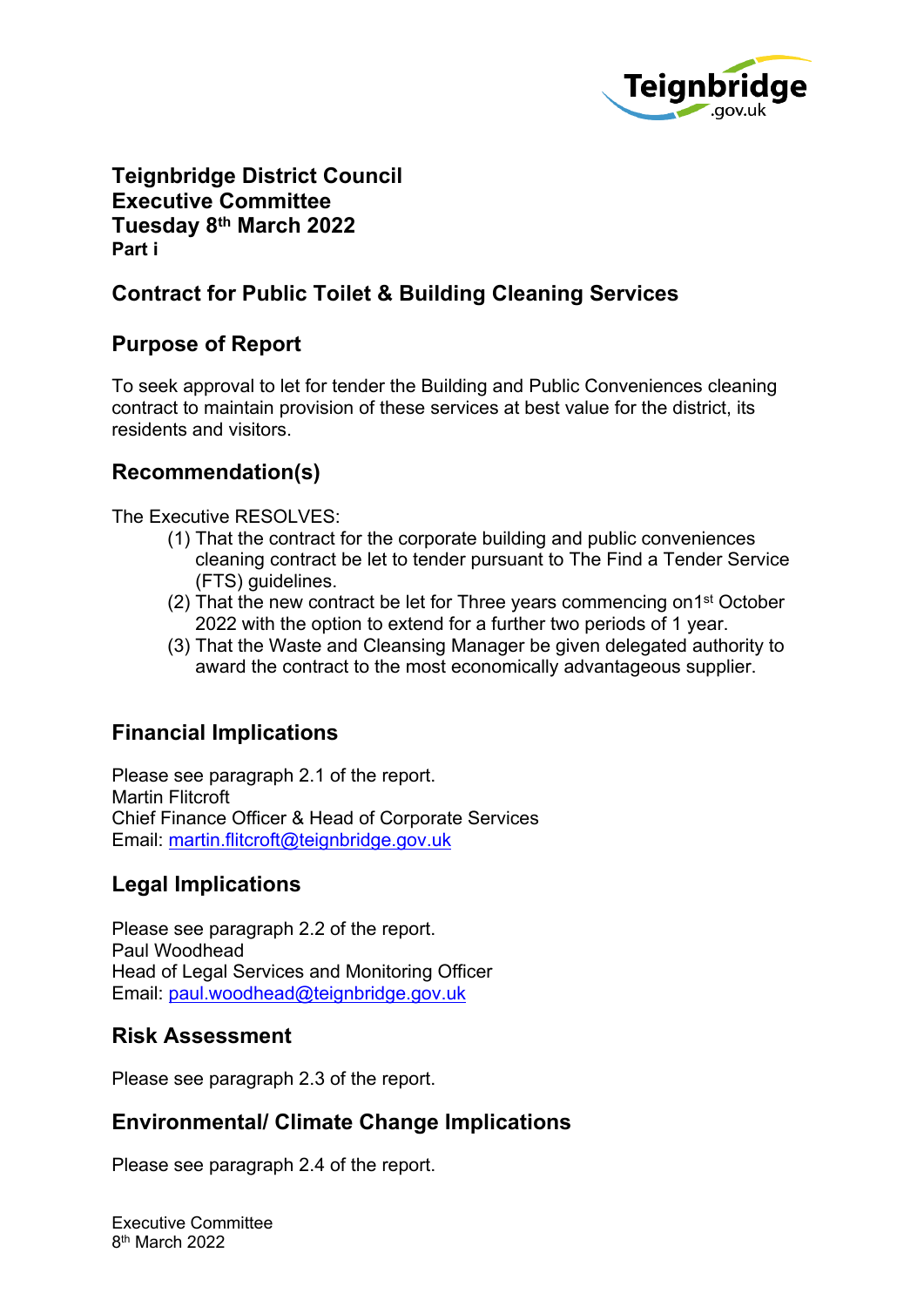**Teignbridge District Council**
**Executive Committee**
**Tuesday 8th March 2022**
**Part i**

## Contract for Public Toilet & Building Cleaning Services

## Purpose of Report

To seek approval to let for tender the Building and Public Conveniences cleaning contract to maintain provision of these services at best value for the district, its residents and visitors.

## Recommendation(s)

The Executive RESOLVES:

(1) That the contract for the corporate building and public conveniences cleaning contract be let to tender pursuant to The Find a Tender Service (FTS) guidelines.
(2) That the new contract be let for Three years commencing on1st October 2022 with the option to extend for a further two periods of 1 year.
(3) That the Waste and Cleansing Manager be given delegated authority to award the contract to the most economically advantageous supplier.

## Financial Implications

Please see paragraph 2.1 of the report.
Martin Flitcroft
Chief Finance Officer & Head of Corporate Services
Email: martin.flitcroft@teignbridge.gov.uk

## Legal Implications

Please see paragraph 2.2 of the report.
Paul Woodhead
Head of Legal Services and Monitoring Officer
Email: paul.woodhead@teignbridge.gov.uk

## Risk Assessment

Please see paragraph 2.3 of the report.

## Environmental/ Climate Change Implications

Please see paragraph 2.4 of the report.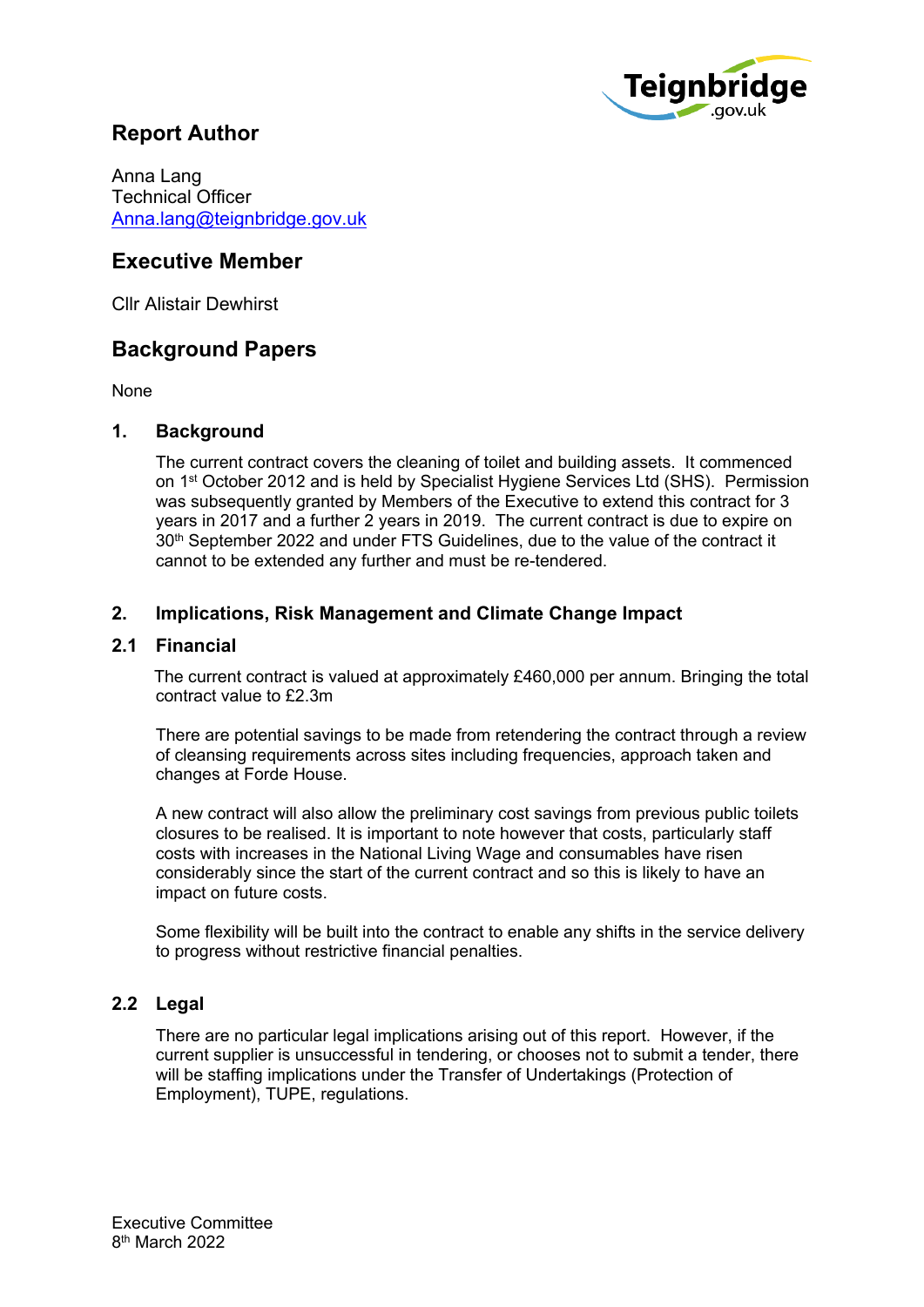## Report Author

Anna Lang
Technical Officer
Anna.lang@teignbridge.gov.uk

## Executive Member

Cllr Alistair Dewhirst

## Background Papers

None

### 1. Background

The current contract covers the cleaning of toilet and building assets. It commenced on 1st October 2012 and is held by Specialist Hygiene Services Ltd (SHS). Permission was subsequently granted by Members of the Executive to extend this contract for 3 years in 2017 and a further 2 years in 2019. The current contract is due to expire on 30th September 2022 and under FTS Guidelines, due to the value of the contract it cannot to be extended any further and must be re-tendered.

### 2. Implications, Risk Management and Climate Change Impact

#### 2.1 Financial

The current contract is valued at approximately £460,000 per annum. Bringing the total contract value to £2.3m

There are potential savings to be made from retendering the contract through a review of cleansing requirements across sites including frequencies, approach taken and changes at Forde House.

A new contract will also allow the preliminary cost savings from previous public toilets closures to be realised. It is important to note however that costs, particularly staff costs with increases in the National Living Wage and consumables have risen considerably since the start of the current contract and so this is likely to have an impact on future costs.

Some flexibility will be built into the contract to enable any shifts in the service delivery to progress without restrictive financial penalties.

#### 2.2 Legal

There are no particular legal implications arising out of this report. However, if the current supplier is unsuccessful in tendering, or chooses not to submit a tender, there will be staffing implications under the Transfer of Undertakings (Protection of Employment), TUPE, regulations.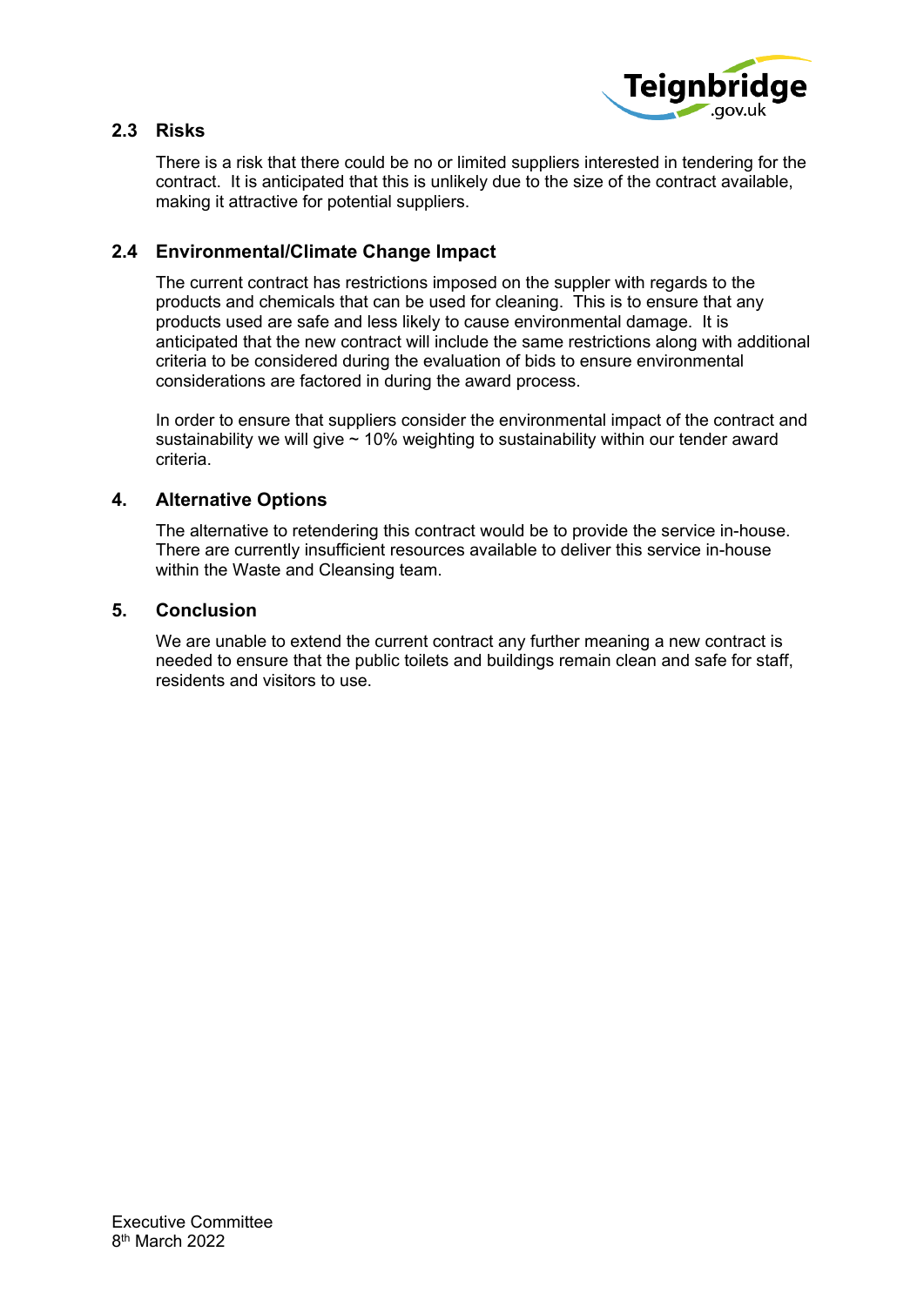## 2.3 Risks

There is a risk that there could be no or limited suppliers interested in tendering for the contract. It is anticipated that this is unlikely due to the size of the contract available, making it attractive for potential suppliers.

## 2.4 Environmental/Climate Change Impact

The current contract has restrictions imposed on the suppler with regards to the products and chemicals that can be used for cleaning. This is to ensure that any products used are safe and less likely to cause environmental damage. It is anticipated that the new contract will include the same restrictions along with additional criteria to be considered during the evaluation of bids to ensure environmental considerations are factored in during the award process.

In order to ensure that suppliers consider the environmental impact of the contract and sustainability we will give ~ 10% weighting to sustainability within our tender award criteria.

## 4. Alternative Options

The alternative to retendering this contract would be to provide the service in-house. There are currently insufficient resources available to deliver this service in-house within the Waste and Cleansing team.

## 5. Conclusion

We are unable to extend the current contract any further meaning a new contract is needed to ensure that the public toilets and buildings remain clean and safe for staff, residents and visitors to use.